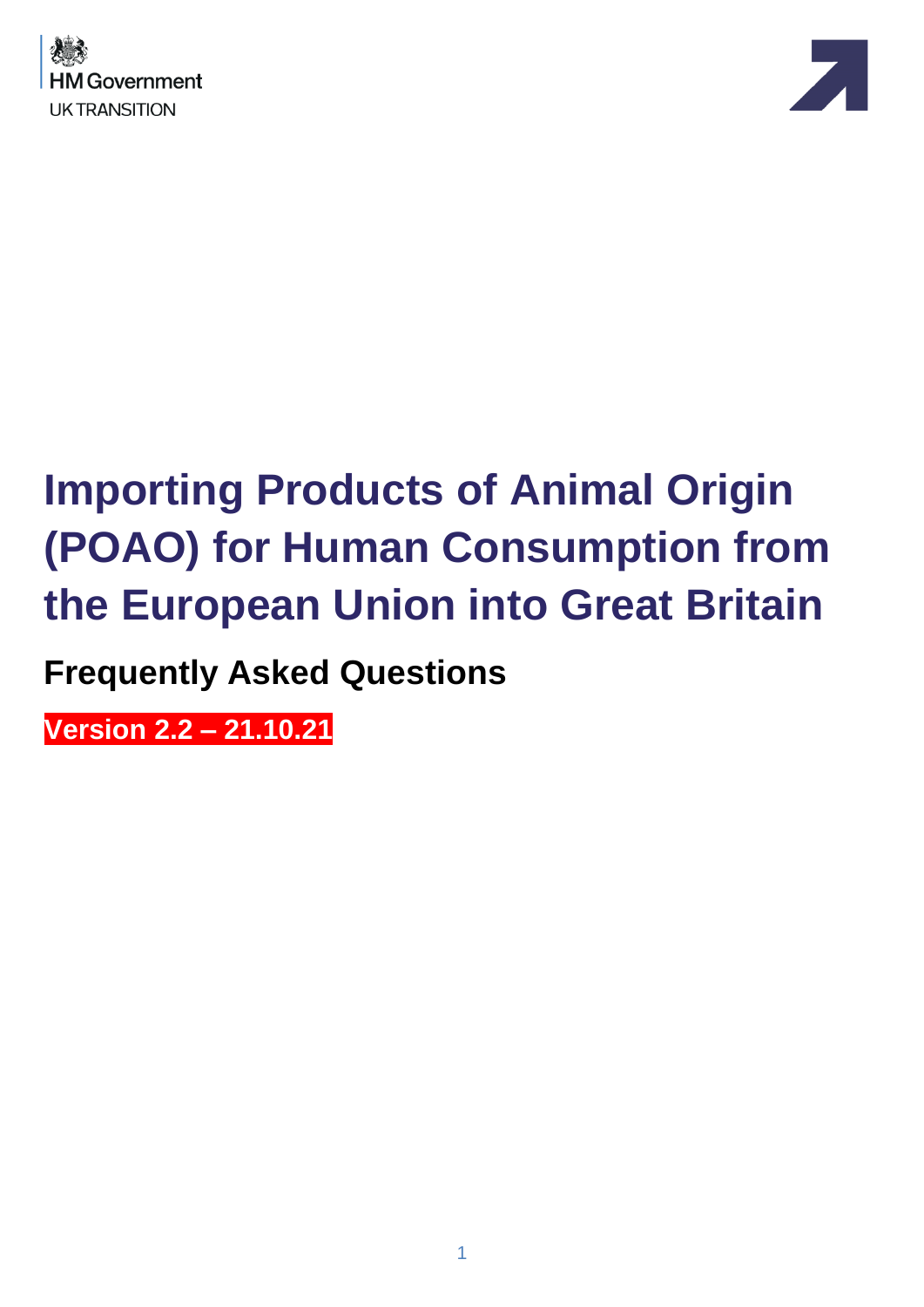HM Government

UK TRANSITION

# Importing Products of Animal Origin (POAO) for Human Consumption from the European Union into Great Britain

## Frequently Asked Questions

**Version 2.2 – 21.10.21**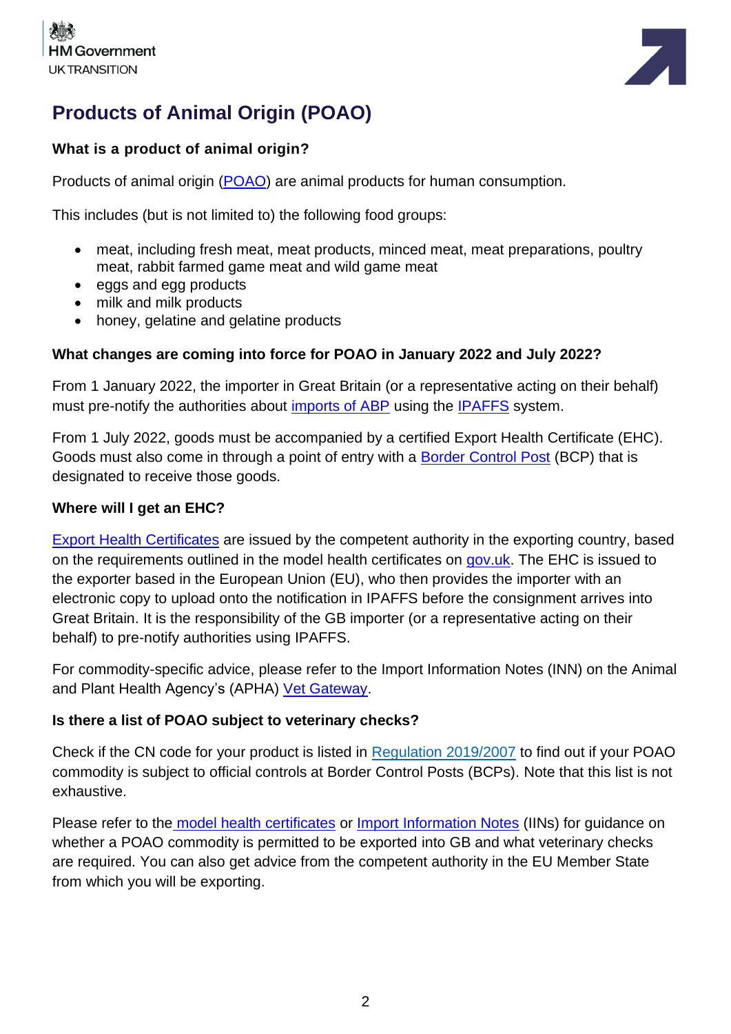# Products of Animal Origin (POAO)

### What is a product of animal origin?

Products of animal origin (POAO) are animal products for human consumption.

This includes (but is not limited to) the following food groups:

- meat, including fresh meat, meat products, minced meat, meat preparations, poultry meat, rabbit farmed game meat and wild game meat
- eggs and egg products
- milk and milk products
- honey, gelatine and gelatine products

### What changes are coming into force for POAO in January 2022 and July 2022?

From 1 January 2022, the importer in Great Britain (or a representative acting on their behalf) must pre-notify the authorities about imports of ABP using the IPAFFS system.

From 1 July 2022, goods must be accompanied by a certified Export Health Certificate (EHC). Goods must also come in through a point of entry with a Border Control Post (BCP) that is designated to receive those goods.

### Where will I get an EHC?

Export Health Certificates are issued by the competent authority in the exporting country, based on the requirements outlined in the model health certificates on gov.uk. The EHC is issued to the exporter based in the European Union (EU), who then provides the importer with an electronic copy to upload onto the notification in IPAFFS before the consignment arrives into Great Britain. It is the responsibility of the GB importer (or a representative acting on their behalf) to pre-notify authorities using IPAFFS.

For commodity-specific advice, please refer to the Import Information Notes (INN) on the Animal and Plant Health Agency's (APHA) Vet Gateway.

### Is there a list of POAO subject to veterinary checks?

Check if the CN code for your product is listed in Regulation 2019/2007 to find out if your POAO commodity is subject to official controls at Border Control Posts (BCPs). Note that this list is not exhaustive.

Please refer to the model health certificates or Import Information Notes (IINs) for guidance on whether a POAO commodity is permitted to be exported into GB and what veterinary checks are required. You can also get advice from the competent authority in the EU Member State from which you will be exporting.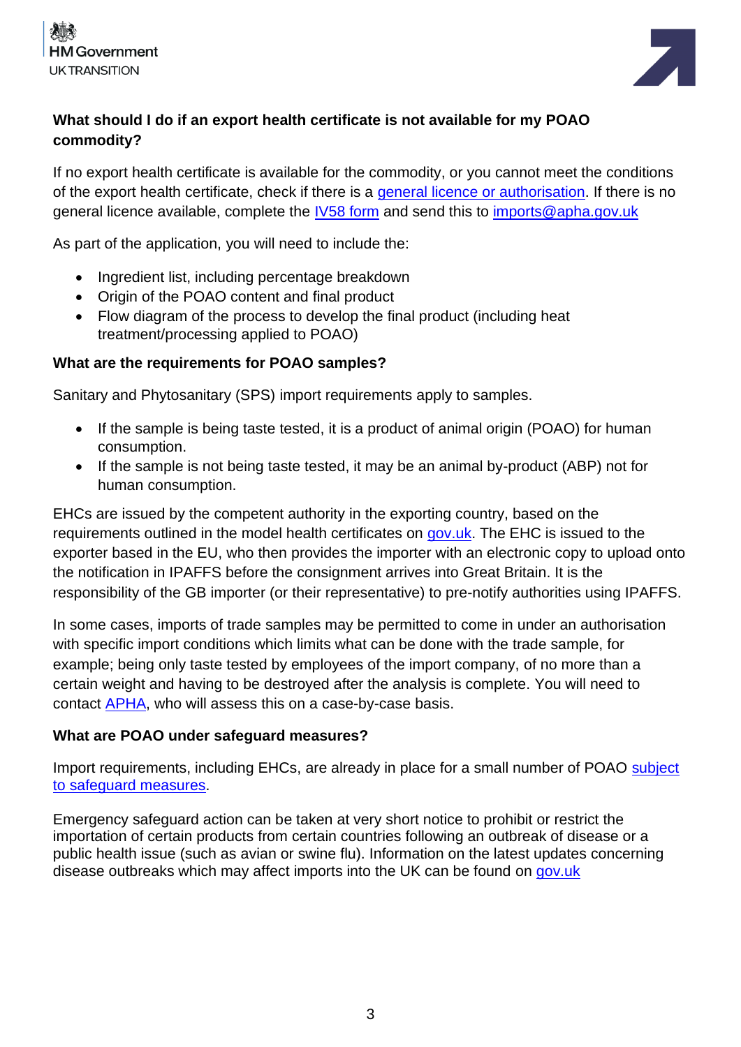**What should I do if an export health certificate is not available for my POAO commodity?**

If no export health certificate is available for the commodity, or you cannot meet the conditions of the export health certificate, check if there is a general licence or authorisation. If there is no general licence available, complete the IV58 form and send this to imports@apha.gov.uk

As part of the application, you will need to include the:

- Ingredient list, including percentage breakdown
- Origin of the POAO content and final product
- Flow diagram of the process to develop the final product (including heat treatment/processing applied to POAO)

**What are the requirements for POAO samples?**

Sanitary and Phytosanitary (SPS) import requirements apply to samples.

- If the sample is being taste tested, it is a product of animal origin (POAO) for human consumption.
- If the sample is not being taste tested, it may be an animal by-product (ABP) not for human consumption.

EHCs are issued by the competent authority in the exporting country, based on the requirements outlined in the model health certificates on gov.uk. The EHC is issued to the exporter based in the EU, who then provides the importer with an electronic copy to upload onto the notification in IPAFFS before the consignment arrives into Great Britain. It is the responsibility of the GB importer (or their representative) to pre-notify authorities using IPAFFS.

In some cases, imports of trade samples may be permitted to come in under an authorisation with specific import conditions which limits what can be done with the trade sample, for example; being only taste tested by employees of the import company, of no more than a certain weight and having to be destroyed after the analysis is complete. You will need to contact APHA, who will assess this on a case-by-case basis.

**What are POAO under safeguard measures?**

Import requirements, including EHCs, are already in place for a small number of POAO subject to safeguard measures.

Emergency safeguard action can be taken at very short notice to prohibit or restrict the importation of certain products from certain countries following an outbreak of disease or a public health issue (such as avian or swine flu). Information on the latest updates concerning disease outbreaks which may affect imports into the UK can be found on gov.uk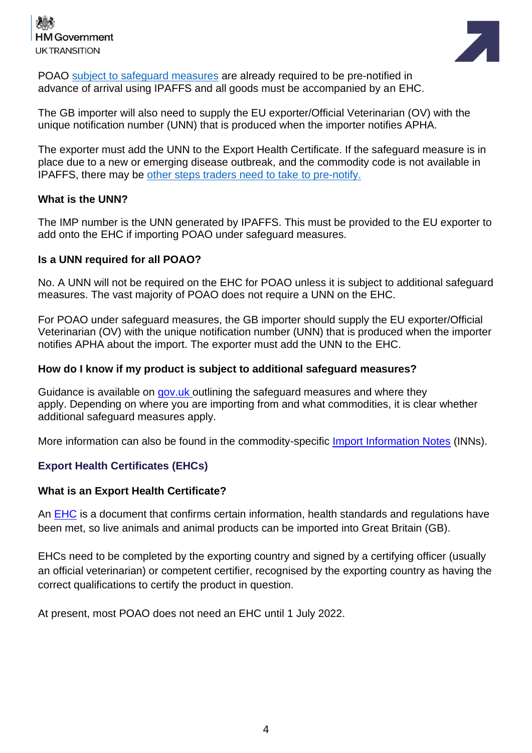POAO subject to safeguard measures are already required to be pre-notified in advance of arrival using IPAFFS and all goods must be accompanied by an EHC.

The GB importer will also need to supply the EU exporter/Official Veterinarian (OV) with the unique notification number (UNN) that is produced when the importer notifies APHA.

The exporter must add the UNN to the Export Health Certificate. If the safeguard measure is in place due to a new or emerging disease outbreak, and the commodity code is not available in IPAFFS, there may be other steps traders need to take to pre-notify.

**What is the UNN?**

The IMP number is the UNN generated by IPAFFS. This must be provided to the EU exporter to add onto the EHC if importing POAO under safeguard measures.

**Is a UNN required for all POAO?**

No. A UNN will not be required on the EHC for POAO unless it is subject to additional safeguard measures. The vast majority of POAO does not require a UNN on the EHC.

For POAO under safeguard measures, the GB importer should supply the EU exporter/Official Veterinarian (OV) with the unique notification number (UNN) that is produced when the importer notifies APHA about the import. The exporter must add the UNN to the EHC.

**How do I know if my product is subject to additional safeguard measures?**

Guidance is available on gov.uk outlining the safeguard measures and where they apply. Depending on where you are importing from and what commodities, it is clear whether additional safeguard measures apply.

More information can also be found in the commodity-specific Import Information Notes (INNs).

## Export Health Certificates (EHCs)

**What is an Export Health Certificate?**

An EHC is a document that confirms certain information, health standards and regulations have been met, so live animals and animal products can be imported into Great Britain (GB).

EHCs need to be completed by the exporting country and signed by a certifying officer (usually an official veterinarian) or competent certifier, recognised by the exporting country as having the correct qualifications to certify the product in question.

At present, most POAO does not need an EHC until 1 July 2022.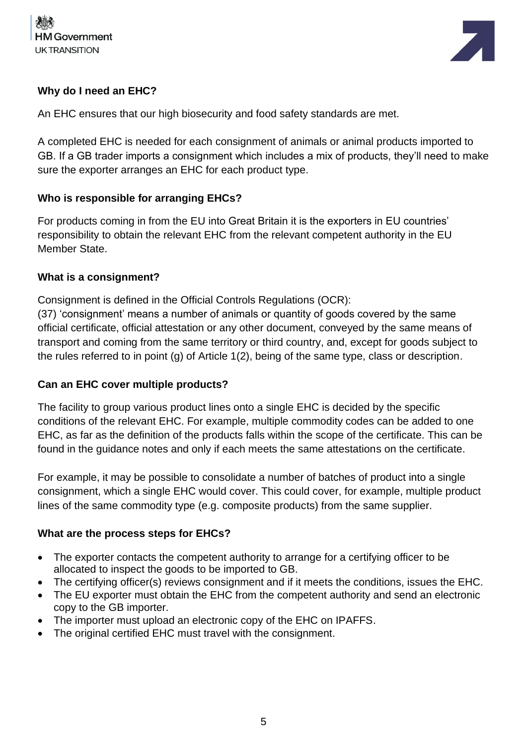### Why do I need an EHC?

An EHC ensures that our high biosecurity and food safety standards are met.

A completed EHC is needed for each consignment of animals or animal products imported to GB. If a GB trader imports a consignment which includes a mix of products, they'll need to make sure the exporter arranges an EHC for each product type.

### Who is responsible for arranging EHCs?

For products coming in from the EU into Great Britain it is the exporters in EU countries' responsibility to obtain the relevant EHC from the relevant competent authority in the EU Member State.

### What is a consignment?

Consignment is defined in the Official Controls Regulations (OCR):
(37) 'consignment' means a number of animals or quantity of goods covered by the same official certificate, official attestation or any other document, conveyed by the same means of transport and coming from the same territory or third country, and, except for goods subject to the rules referred to in point (g) of Article 1(2), being of the same type, class or description.

### Can an EHC cover multiple products?

The facility to group various product lines onto a single EHC is decided by the specific conditions of the relevant EHC. For example, multiple commodity codes can be added to one EHC, as far as the definition of the products falls within the scope of the certificate. This can be found in the guidance notes and only if each meets the same attestations on the certificate.

For example, it may be possible to consolidate a number of batches of product into a single consignment, which a single EHC would cover. This could cover, for example, multiple product lines of the same commodity type (e.g. composite products) from the same supplier.

### What are the process steps for EHCs?

- The exporter contacts the competent authority to arrange for a certifying officer to be allocated to inspect the goods to be imported to GB.
- The certifying officer(s) reviews consignment and if it meets the conditions, issues the EHC.
- The EU exporter must obtain the EHC from the competent authority and send an electronic copy to the GB importer.
- The importer must upload an electronic copy of the EHC on IPAFFS.
- The original certified EHC must travel with the consignment.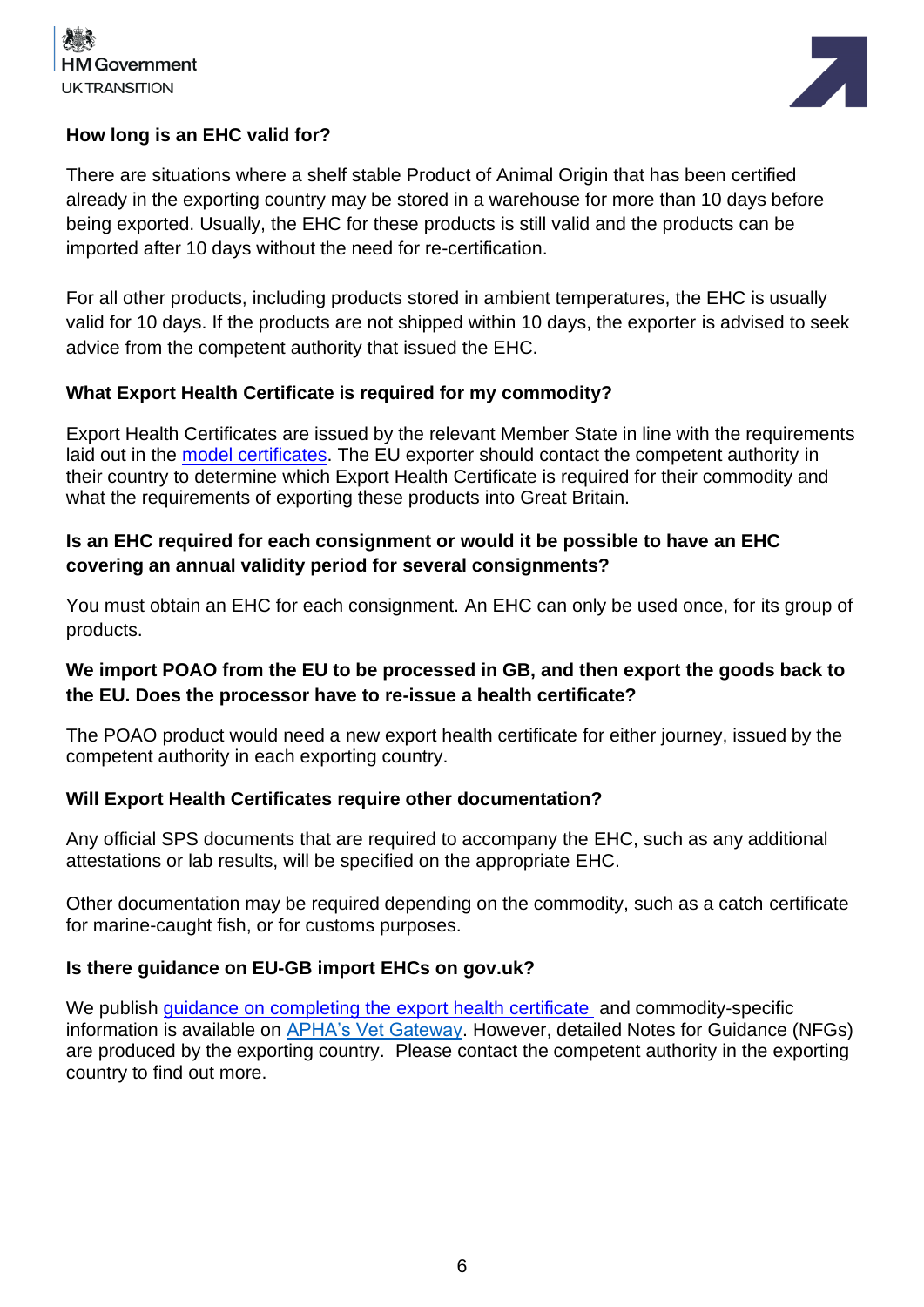### How long is an EHC valid for?

There are situations where a shelf stable Product of Animal Origin that has been certified already in the exporting country may be stored in a warehouse for more than 10 days before being exported. Usually, the EHC for these products is still valid and the products can be imported after 10 days without the need for re-certification.

For all other products, including products stored in ambient temperatures, the EHC is usually valid for 10 days. If the products are not shipped within 10 days, the exporter is advised to seek advice from the competent authority that issued the EHC.

### What Export Health Certificate is required for my commodity?

Export Health Certificates are issued by the relevant Member State in line with the requirements laid out in the [model certificates](). The EU exporter should contact the competent authority in their country to determine which Export Health Certificate is required for their commodity and what the requirements of exporting these products into Great Britain.

### Is an EHC required for each consignment or would it be possible to have an EHC covering an annual validity period for several consignments?

You must obtain an EHC for each consignment. An EHC can only be used once, for its group of products.

### We import POAO from the EU to be processed in GB, and then export the goods back to the EU. Does the processor have to re-issue a health certificate?

The POAO product would need a new export health certificate for either journey, issued by the competent authority in each exporting country.

### Will Export Health Certificates require other documentation?

Any official SPS documents that are required to accompany the EHC, such as any additional attestations or lab results, will be specified on the appropriate EHC.

Other documentation may be required depending on the commodity, such as a catch certificate for marine-caught fish, or for customs purposes.

### Is there guidance on EU-GB import EHCs on gov.uk?

We publish [guidance on completing the export health certificate]() and commodity-specific information is available on [APHA's Vet Gateway](). However, detailed Notes for Guidance (NFGs) are produced by the exporting country. Please contact the competent authority in the exporting country to find out more.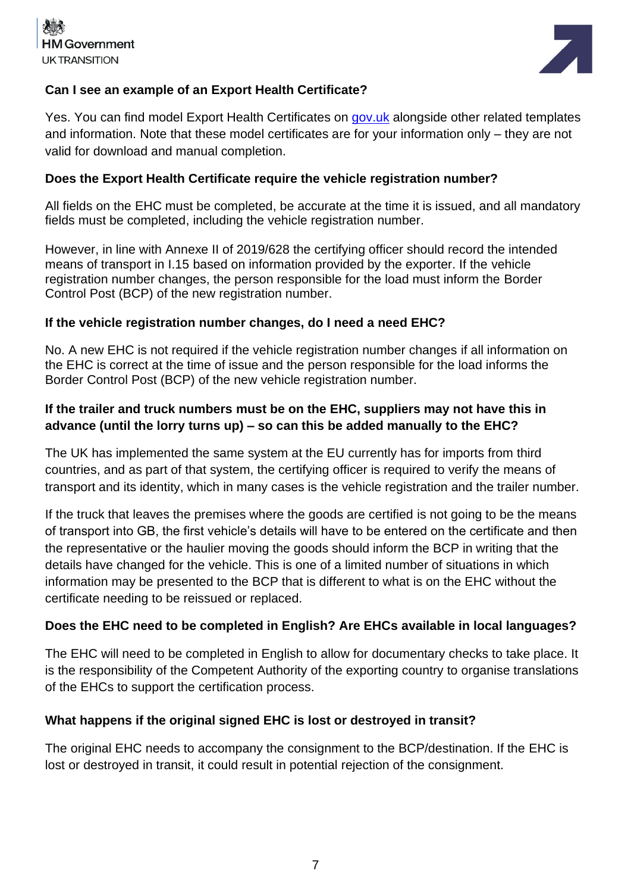### Can I see an example of an Export Health Certificate?

Yes. You can find model Export Health Certificates on [gov.uk](gov.uk) alongside other related templates and information. Note that these model certificates are for your information only – they are not valid for download and manual completion.

### Does the Export Health Certificate require the vehicle registration number?

All fields on the EHC must be completed, be accurate at the time it is issued, and all mandatory fields must be completed, including the vehicle registration number.

However, in line with Annexe II of 2019/628 the certifying officer should record the intended means of transport in I.15 based on information provided by the exporter. If the vehicle registration number changes, the person responsible for the load must inform the Border Control Post (BCP) of the new registration number.

### If the vehicle registration number changes, do I need a need EHC?

No. A new EHC is not required if the vehicle registration number changes if all information on the EHC is correct at the time of issue and the person responsible for the load informs the Border Control Post (BCP) of the new vehicle registration number.

### If the trailer and truck numbers must be on the EHC, suppliers may not have this in advance (until the lorry turns up) – so can this be added manually to the EHC?

The UK has implemented the same system at the EU currently has for imports from third countries, and as part of that system, the certifying officer is required to verify the means of transport and its identity, which in many cases is the vehicle registration and the trailer number.

If the truck that leaves the premises where the goods are certified is not going to be the means of transport into GB, the first vehicle's details will have to be entered on the certificate and then the representative or the haulier moving the goods should inform the BCP in writing that the details have changed for the vehicle. This is one of a limited number of situations in which information may be presented to the BCP that is different to what is on the EHC without the certificate needing to be reissued or replaced.

### Does the EHC need to be completed in English? Are EHCs available in local languages?

The EHC will need to be completed in English to allow for documentary checks to take place. It is the responsibility of the Competent Authority of the exporting country to organise translations of the EHCs to support the certification process.

### What happens if the original signed EHC is lost or destroyed in transit?

The original EHC needs to accompany the consignment to the BCP/destination. If the EHC is lost or destroyed in transit, it could result in potential rejection of the consignment.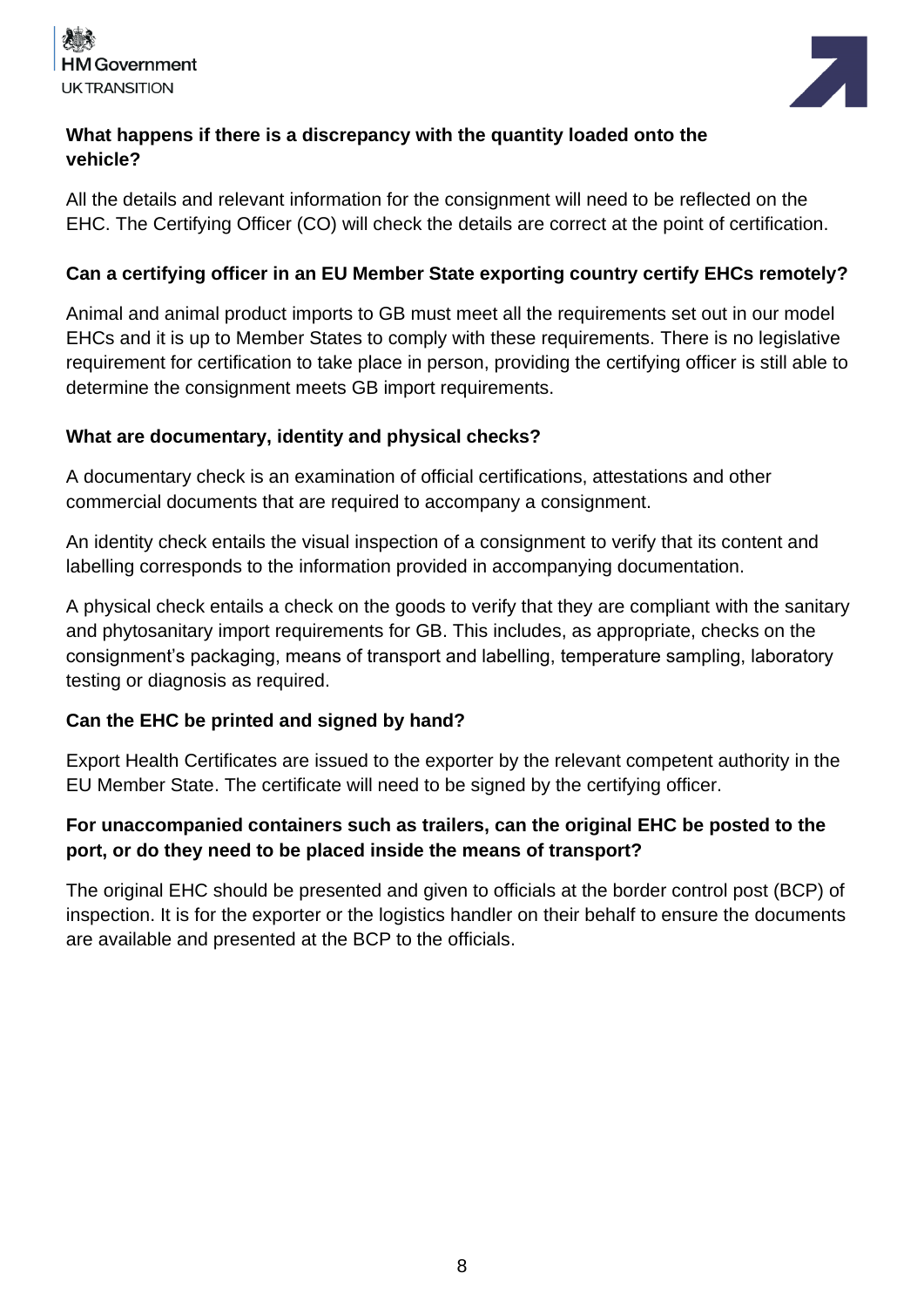**What happens if there is a discrepancy with the quantity loaded onto the vehicle?**

All the details and relevant information for the consignment will need to be reflected on the EHC. The Certifying Officer (CO) will check the details are correct at the point of certification.

**Can a certifying officer in an EU Member State exporting country certify EHCs remotely?**

Animal and animal product imports to GB must meet all the requirements set out in our model EHCs and it is up to Member States to comply with these requirements. There is no legislative requirement for certification to take place in person, providing the certifying officer is still able to determine the consignment meets GB import requirements.

**What are documentary, identity and physical checks?**

A documentary check is an examination of official certifications, attestations and other commercial documents that are required to accompany a consignment.

An identity check entails the visual inspection of a consignment to verify that its content and labelling corresponds to the information provided in accompanying documentation.

A physical check entails a check on the goods to verify that they are compliant with the sanitary and phytosanitary import requirements for GB. This includes, as appropriate, checks on the consignment's packaging, means of transport and labelling, temperature sampling, laboratory testing or diagnosis as required.

**Can the EHC be printed and signed by hand?**

Export Health Certificates are issued to the exporter by the relevant competent authority in the EU Member State. The certificate will need to be signed by the certifying officer.

**For unaccompanied containers such as trailers, can the original EHC be posted to the port, or do they need to be placed inside the means of transport?**

The original EHC should be presented and given to officials at the border control post (BCP) of inspection. It is for the exporter or the logistics handler on their behalf to ensure the documents are available and presented at the BCP to the officials.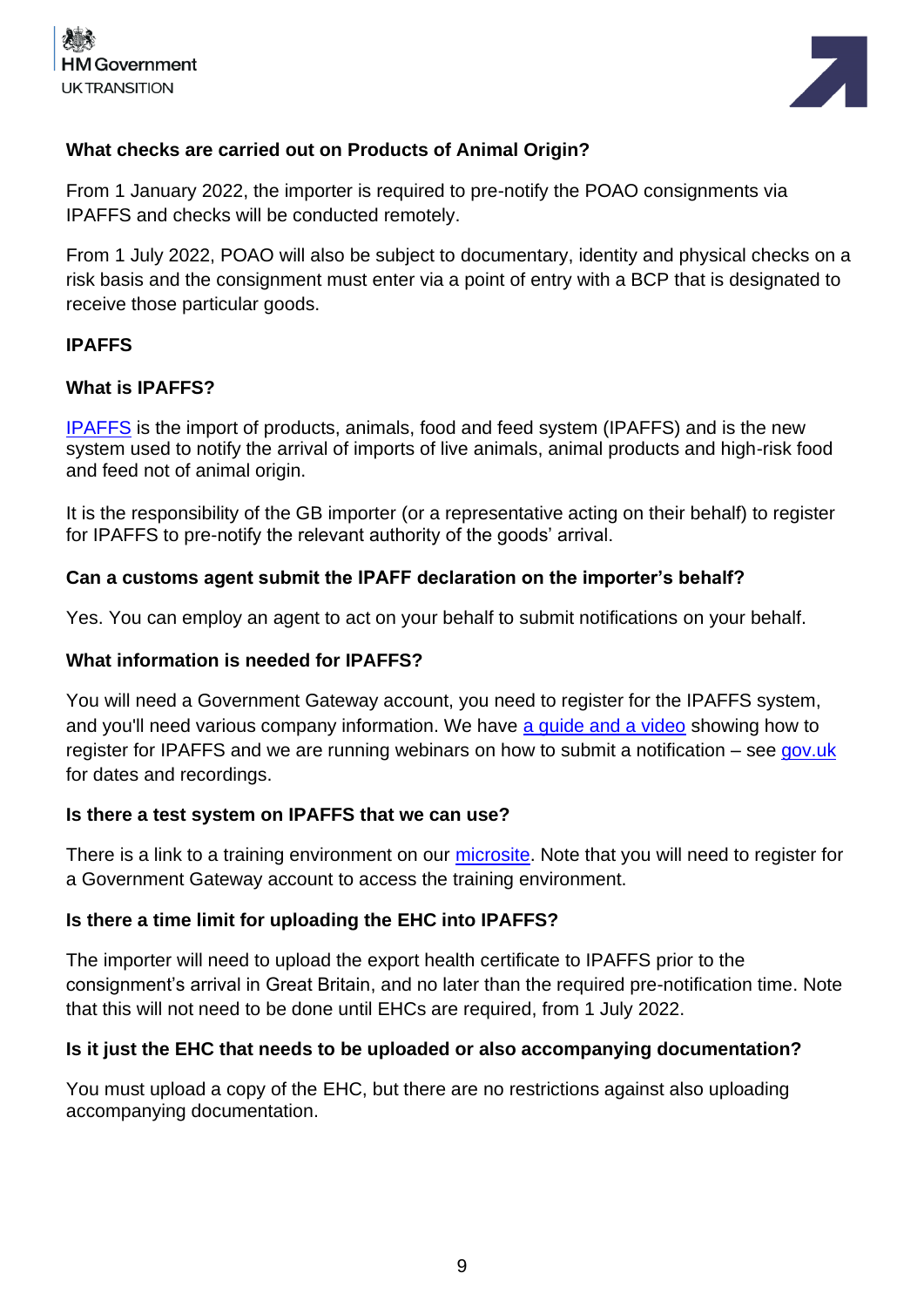**What checks are carried out on Products of Animal Origin?**

From 1 January 2022, the importer is required to pre-notify the POAO consignments via IPAFFS and checks will be conducted remotely.

From 1 July 2022, POAO will also be subject to documentary, identity and physical checks on a risk basis and the consignment must enter via a point of entry with a BCP that is designated to receive those particular goods.

## IPAFFS

**What is IPAFFS?**

IPAFFS is the import of products, animals, food and feed system (IPAFFS) and is the new system used to notify the arrival of imports of live animals, animal products and high-risk food and feed not of animal origin.

It is the responsibility of the GB importer (or a representative acting on their behalf) to register for IPAFFS to pre-notify the relevant authority of the goods' arrival.

**Can a customs agent submit the IPAFF declaration on the importer's behalf?**

Yes. You can employ an agent to act on your behalf to submit notifications on your behalf.

**What information is needed for IPAFFS?**

You will need a Government Gateway account, you need to register for the IPAFFS system, and you'll need various company information. We have a guide and a video showing how to register for IPAFFS and we are running webinars on how to submit a notification – see gov.uk for dates and recordings.

**Is there a test system on IPAFFS that we can use?**

There is a link to a training environment on our microsite. Note that you will need to register for a Government Gateway account to access the training environment.

**Is there a time limit for uploading the EHC into IPAFFS?**

The importer will need to upload the export health certificate to IPAFFS prior to the consignment's arrival in Great Britain, and no later than the required pre-notification time. Note that this will not need to be done until EHCs are required, from 1 July 2022.

**Is it just the EHC that needs to be uploaded or also accompanying documentation?**

You must upload a copy of the EHC, but there are no restrictions against also uploading accompanying documentation.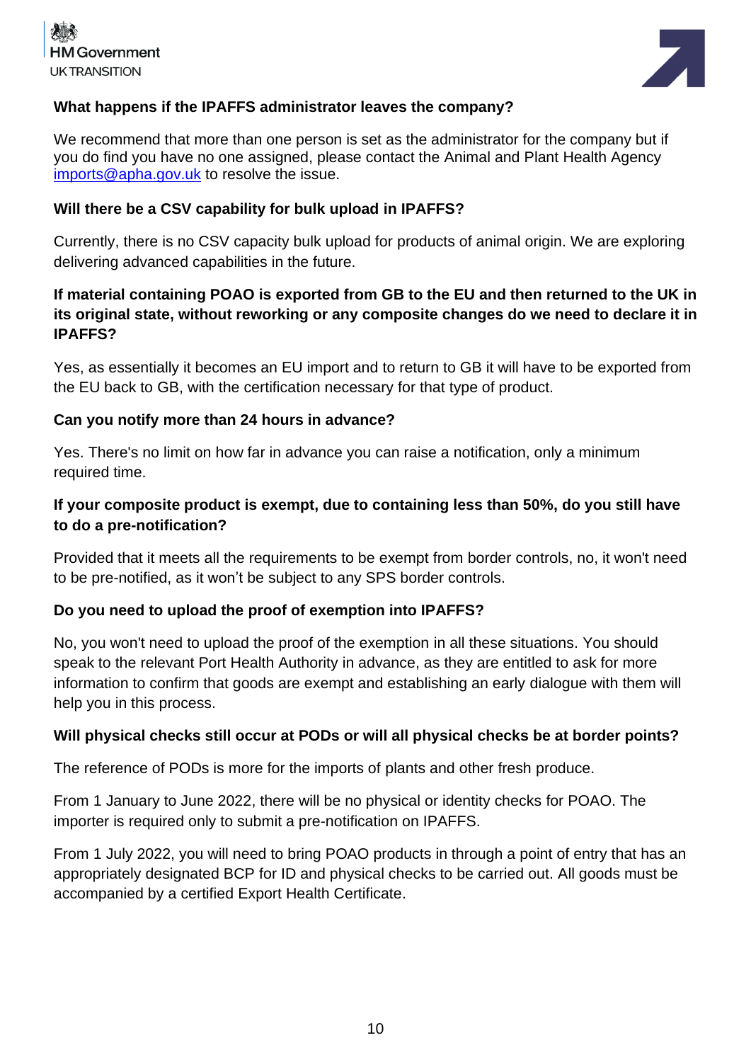**What happens if the IPAFFS administrator leaves the company?**

We recommend that more than one person is set as the administrator for the company but if you do find you have no one assigned, please contact the Animal and Plant Health Agency [imports@apha.gov.uk](mailto:imports@apha.gov.uk) to resolve the issue.

**Will there be a CSV capability for bulk upload in IPAFFS?**

Currently, there is no CSV capacity bulk upload for products of animal origin. We are exploring delivering advanced capabilities in the future.

**If material containing POAO is exported from GB to the EU and then returned to the UK in its original state, without reworking or any composite changes do we need to declare it in IPAFFS?**

Yes, as essentially it becomes an EU import and to return to GB it will have to be exported from the EU back to GB, with the certification necessary for that type of product.

**Can you notify more than 24 hours in advance?**

Yes. There's no limit on how far in advance you can raise a notification, only a minimum required time.

**If your composite product is exempt, due to containing less than 50%, do you still have to do a pre-notification?**

Provided that it meets all the requirements to be exempt from border controls, no, it won't need to be pre-notified, as it won't be subject to any SPS border controls.

**Do you need to upload the proof of exemption into IPAFFS?**

No, you won't need to upload the proof of the exemption in all these situations. You should speak to the relevant Port Health Authority in advance, as they are entitled to ask for more information to confirm that goods are exempt and establishing an early dialogue with them will help you in this process.

**Will physical checks still occur at PODs or will all physical checks be at border points?**

The reference of PODs is more for the imports of plants and other fresh produce.

From 1 January to June 2022, there will be no physical or identity checks for POAO. The importer is required only to submit a pre-notification on IPAFFS.

From 1 July 2022, you will need to bring POAO products in through a point of entry that has an appropriately designated BCP for ID and physical checks to be carried out. All goods must be accompanied by a certified Export Health Certificate.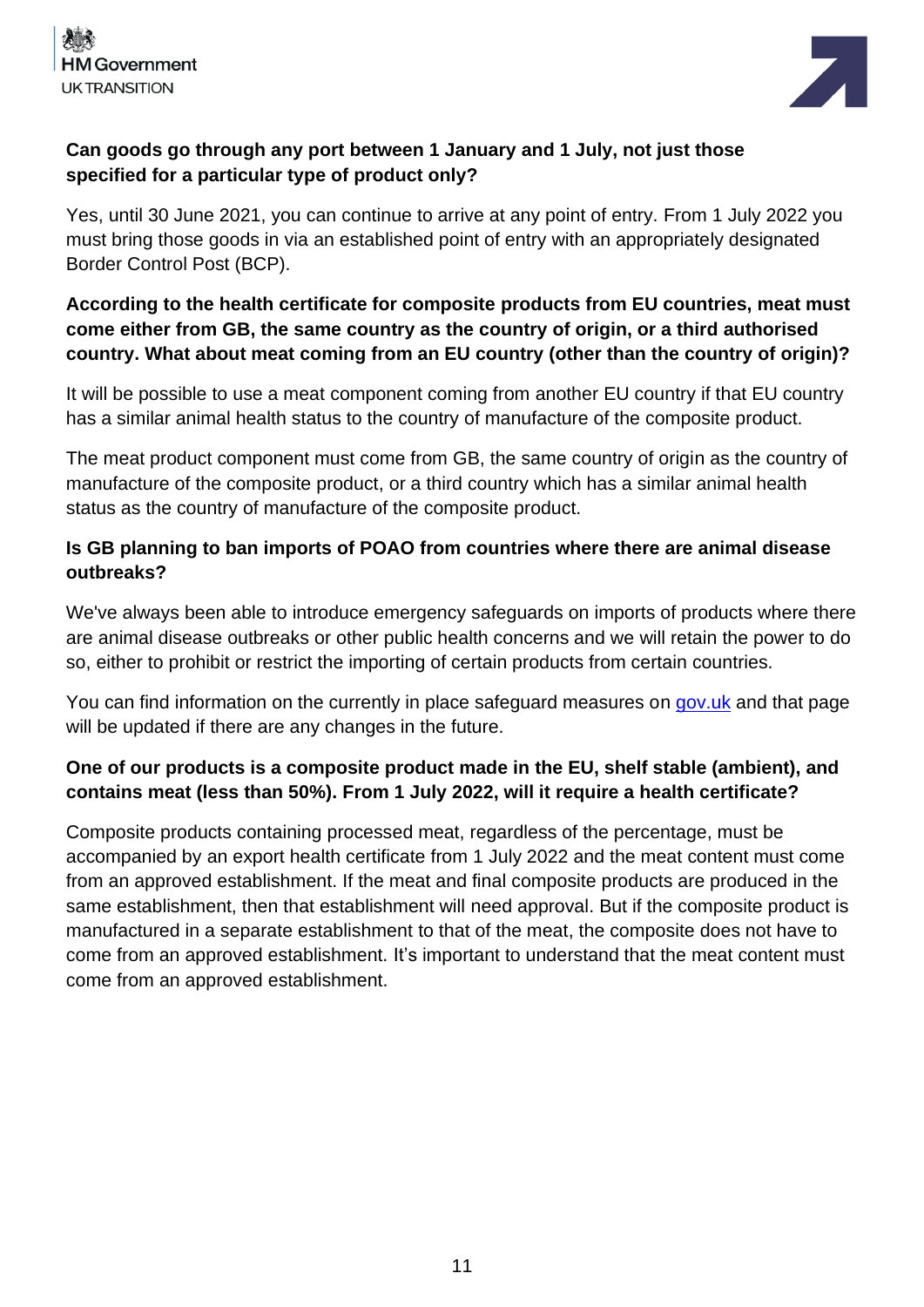**Can goods go through any port between 1 January and 1 July, not just those specified for a particular type of product only?**

Yes, until 30 June 2021, you can continue to arrive at any point of entry. From 1 July 2022 you must bring those goods in via an established point of entry with an appropriately designated Border Control Post (BCP).

**According to the health certificate for composite products from EU countries, meat must come either from GB, the same country as the country of origin, or a third authorised country. What about meat coming from an EU country (other than the country of origin)?**

It will be possible to use a meat component coming from another EU country if that EU country has a similar animal health status to the country of manufacture of the composite product.

The meat product component must come from GB, the same country of origin as the country of manufacture of the composite product, or a third country which has a similar animal health status as the country of manufacture of the composite product.

**Is GB planning to ban imports of POAO from countries where there are animal disease outbreaks?**

We've always been able to introduce emergency safeguards on imports of products where there are animal disease outbreaks or other public health concerns and we will retain the power to do so, either to prohibit or restrict the importing of certain products from certain countries.

You can find information on the currently in place safeguard measures on [gov.uk](gov.uk) and that page will be updated if there are any changes in the future.

**One of our products is a composite product made in the EU, shelf stable (ambient), and contains meat (less than 50%). From 1 July 2022, will it require a health certificate?**

Composite products containing processed meat, regardless of the percentage, must be accompanied by an export health certificate from 1 July 2022 and the meat content must come from an approved establishment. If the meat and final composite products are produced in the same establishment, then that establishment will need approval. But if the composite product is manufactured in a separate establishment to that of the meat, the composite does not have to come from an approved establishment. It's important to understand that the meat content must come from an approved establishment.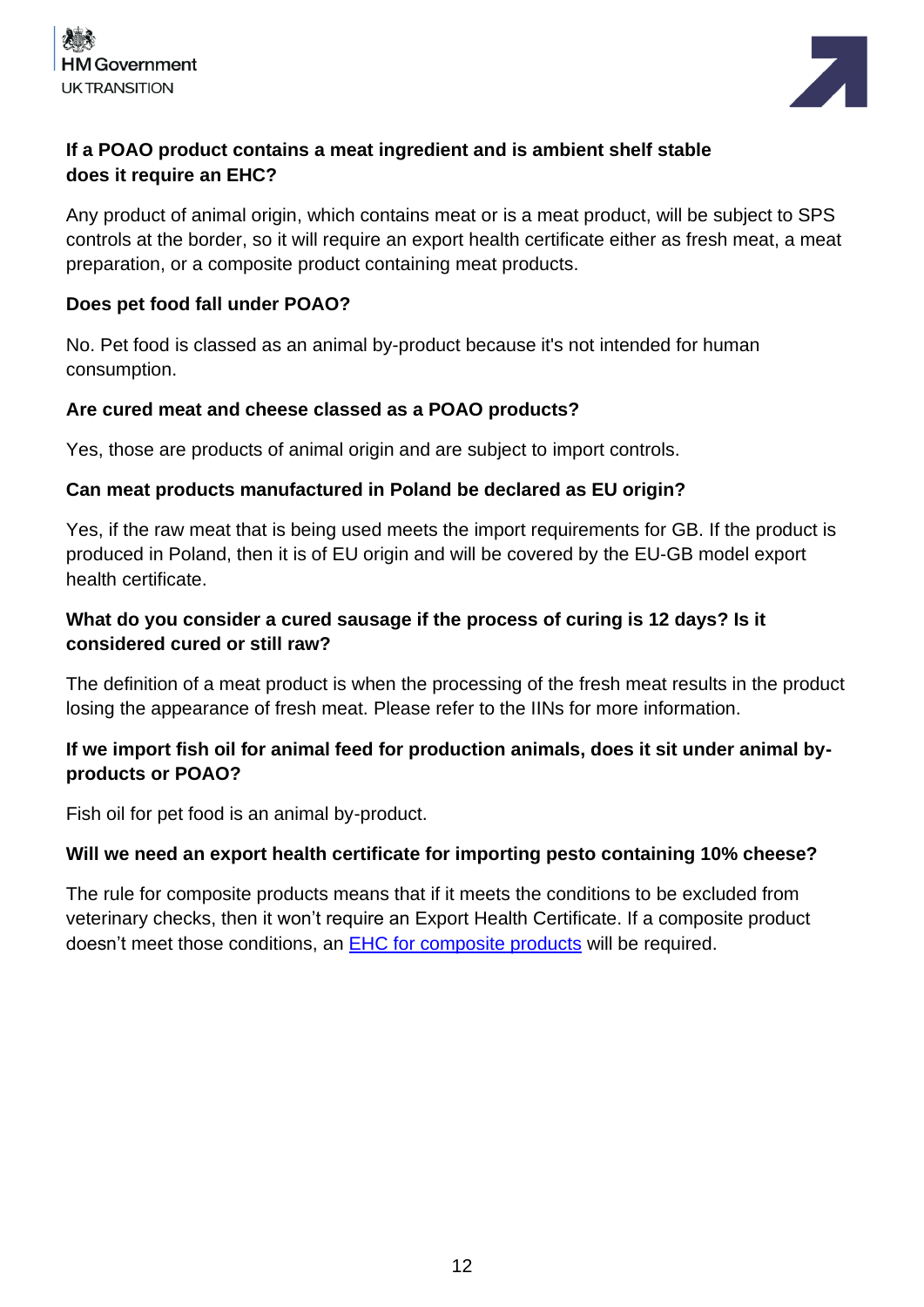**If a POAO product contains a meat ingredient and is ambient shelf stable does it require an EHC?**

Any product of animal origin, which contains meat or is a meat product, will be subject to SPS controls at the border, so it will require an export health certificate either as fresh meat, a meat preparation, or a composite product containing meat products.

**Does pet food fall under POAO?**

No. Pet food is classed as an animal by-product because it's not intended for human consumption.

**Are cured meat and cheese classed as a POAO products?**

Yes, those are products of animal origin and are subject to import controls.

**Can meat products manufactured in Poland be declared as EU origin?**

Yes, if the raw meat that is being used meets the import requirements for GB. If the product is produced in Poland, then it is of EU origin and will be covered by the EU-GB model export health certificate.

**What do you consider a cured sausage if the process of curing is 12 days? Is it considered cured or still raw?**

The definition of a meat product is when the processing of the fresh meat results in the product losing the appearance of fresh meat. Please refer to the IINs for more information.

**If we import fish oil for animal feed for production animals, does it sit under animal by-products or POAO?**

Fish oil for pet food is an animal by-product.

**Will we need an export health certificate for importing pesto containing 10% cheese?**

The rule for composite products means that if it meets the conditions to be excluded from veterinary checks, then it won't require an Export Health Certificate. If a composite product doesn't meet those conditions, an EHC for composite products will be required.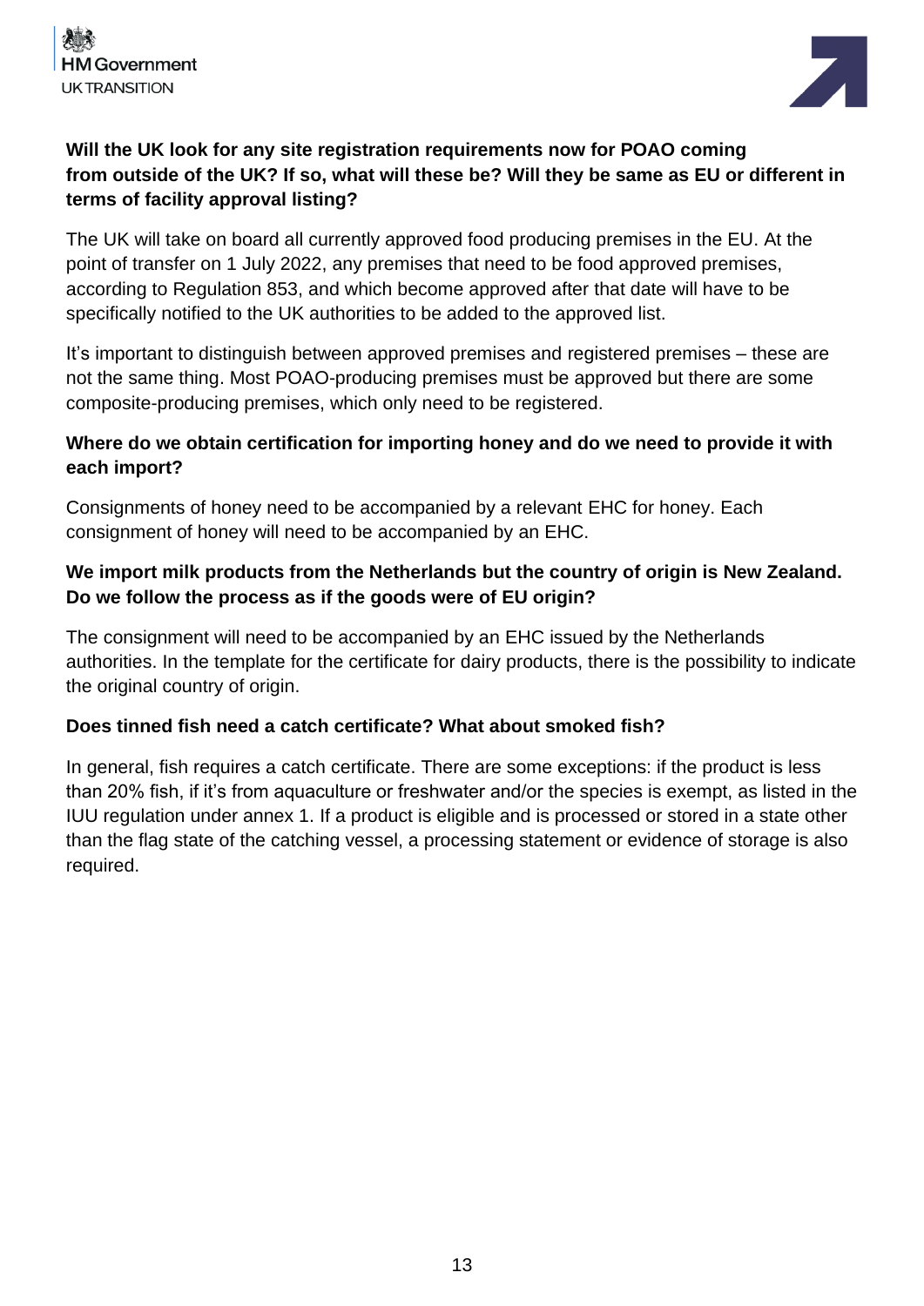**Will the UK look for any site registration requirements now for POAO coming from outside of the UK? If so, what will these be? Will they be same as EU or different in terms of facility approval listing?**

The UK will take on board all currently approved food producing premises in the EU. At the point of transfer on 1 July 2022, any premises that need to be food approved premises, according to Regulation 853, and which become approved after that date will have to be specifically notified to the UK authorities to be added to the approved list.

It's important to distinguish between approved premises and registered premises – these are not the same thing. Most POAO-producing premises must be approved but there are some composite-producing premises, which only need to be registered.

**Where do we obtain certification for importing honey and do we need to provide it with each import?**

Consignments of honey need to be accompanied by a relevant EHC for honey. Each consignment of honey will need to be accompanied by an EHC.

**We import milk products from the Netherlands but the country of origin is New Zealand. Do we follow the process as if the goods were of EU origin?**

The consignment will need to be accompanied by an EHC issued by the Netherlands authorities. In the template for the certificate for dairy products, there is the possibility to indicate the original country of origin.

**Does tinned fish need a catch certificate? What about smoked fish?**

In general, fish requires a catch certificate. There are some exceptions: if the product is less than 20% fish, if it's from aquaculture or freshwater and/or the species is exempt, as listed in the IUU regulation under annex 1. If a product is eligible and is processed or stored in a state other than the flag state of the catching vessel, a processing statement or evidence of storage is also required.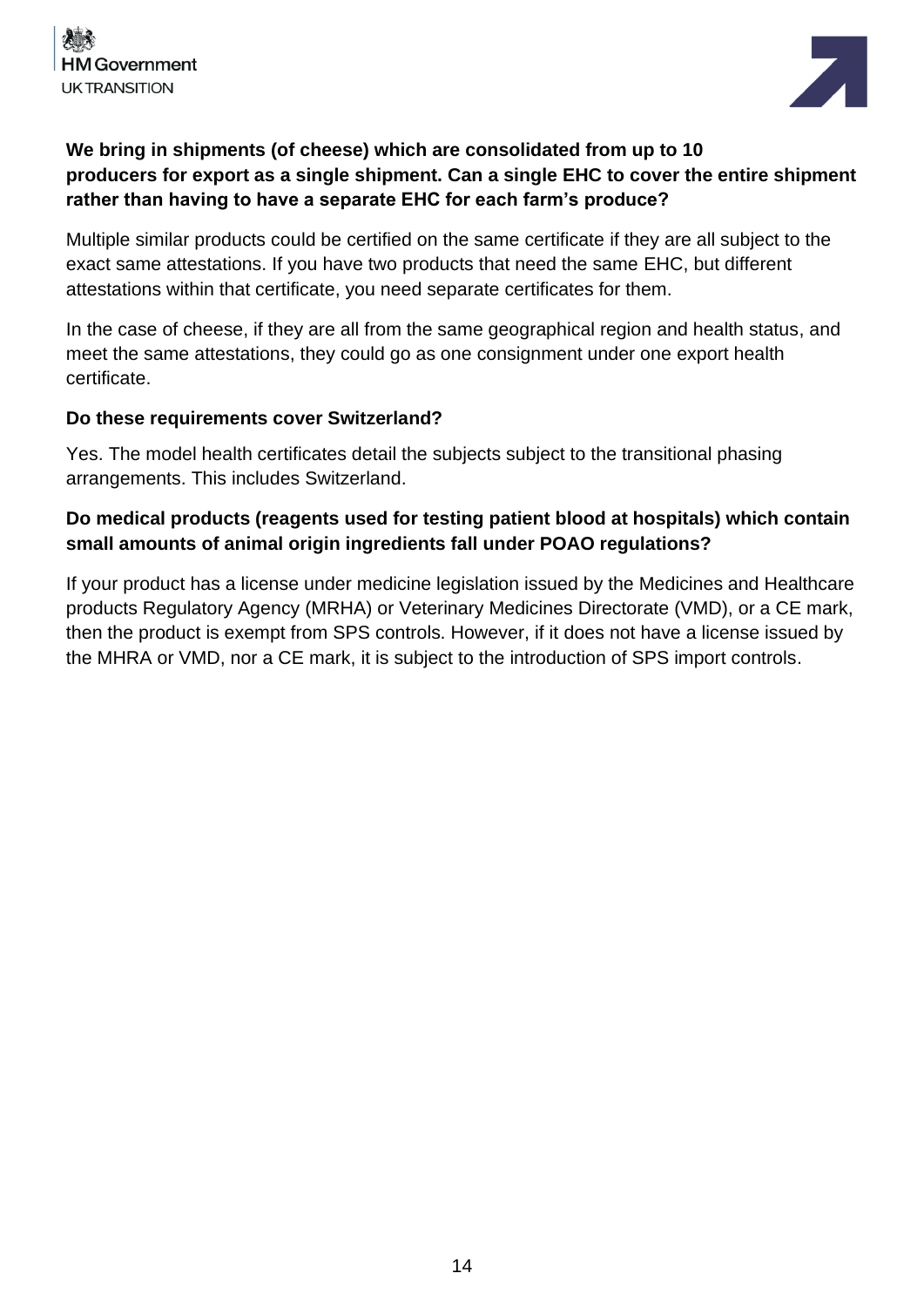**We bring in shipments (of cheese) which are consolidated from up to 10 producers for export as a single shipment. Can a single EHC to cover the entire shipment rather than having to have a separate EHC for each farm's produce?**

Multiple similar products could be certified on the same certificate if they are all subject to the exact same attestations. If you have two products that need the same EHC, but different attestations within that certificate, you need separate certificates for them.

In the case of cheese, if they are all from the same geographical region and health status, and meet the same attestations, they could go as one consignment under one export health certificate.

**Do these requirements cover Switzerland?**

Yes. The model health certificates detail the subjects subject to the transitional phasing arrangements. This includes Switzerland.

**Do medical products (reagents used for testing patient blood at hospitals) which contain small amounts of animal origin ingredients fall under POAO regulations?**

If your product has a license under medicine legislation issued by the Medicines and Healthcare products Regulatory Agency (MRHA) or Veterinary Medicines Directorate (VMD), or a CE mark, then the product is exempt from SPS controls. However, if it does not have a license issued by the MHRA or VMD, nor a CE mark, it is subject to the introduction of SPS import controls.